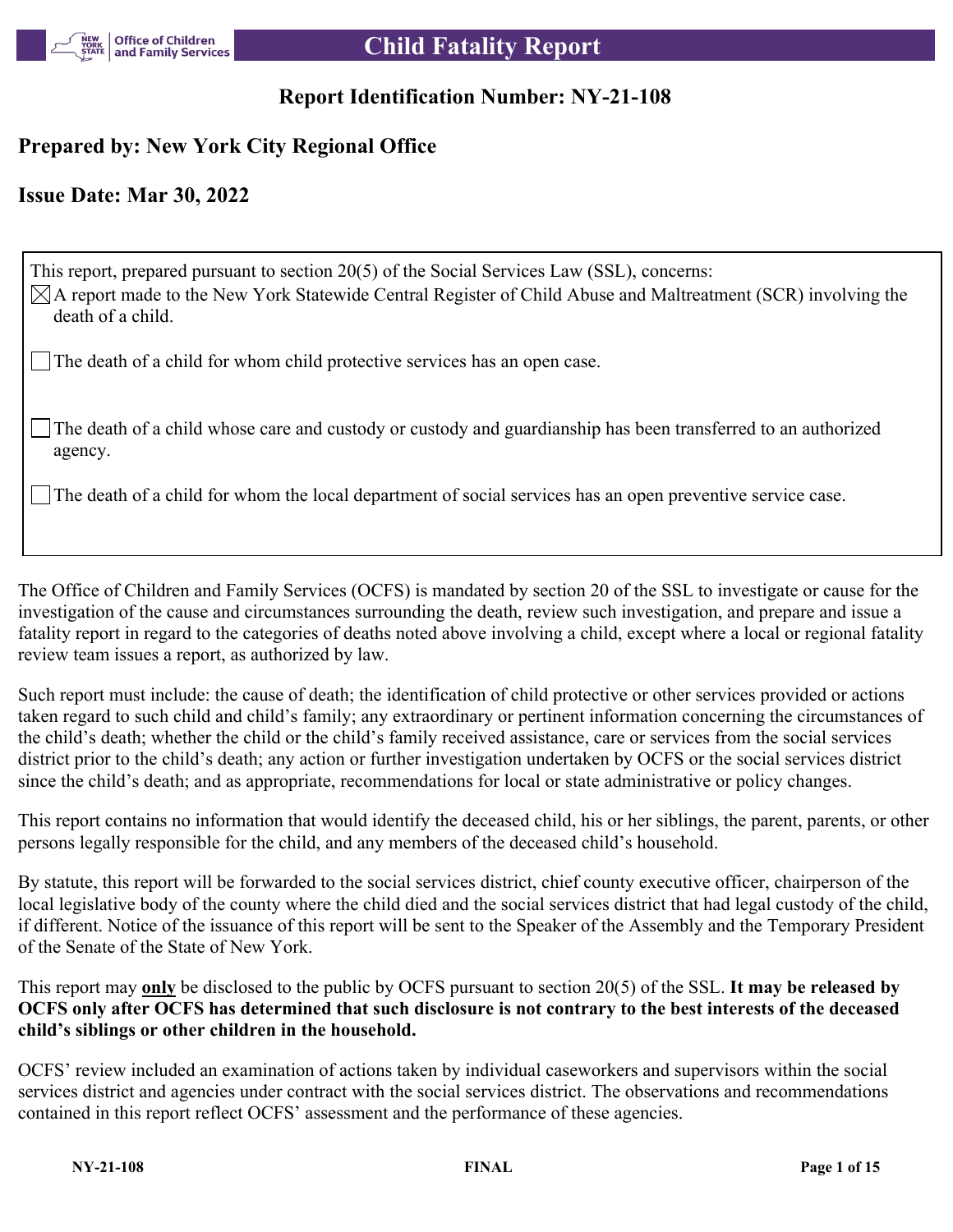# Child Fatality Report

## Report Identification Number: NY-21-108

## Prepared by: New York City Regional Office

## Issue Date: Mar 30, 2022

This report, prepared pursuant to section 20(5) of the Social Services Law (SSL), concerns:

- [x] A report made to the New York Statewide Central Register of Child Abuse and Maltreatment (SCR) involving the death of a child.
- [ ] The death of a child for whom child protective services has an open case.
- [ ] The death of a child whose care and custody or custody and guardianship has been transferred to an authorized agency.
- [ ] The death of a child for whom the local department of social services has an open preventive service case.

The Office of Children and Family Services (OCFS) is mandated by section 20 of the SSL to investigate or cause for the investigation of the cause and circumstances surrounding the death, review such investigation, and prepare and issue a fatality report in regard to the categories of deaths noted above involving a child, except where a local or regional fatality review team issues a report, as authorized by law.

Such report must include: the cause of death; the identification of child protective or other services provided or actions taken regard to such child and child's family; any extraordinary or pertinent information concerning the circumstances of the child's death; whether the child or the child's family received assistance, care or services from the social services district prior to the child's death; any action or further investigation undertaken by OCFS or the social services district since the child's death; and as appropriate, recommendations for local or state administrative or policy changes.

This report contains no information that would identify the deceased child, his or her siblings, the parent, parents, or other persons legally responsible for the child, and any members of the deceased child's household.

By statute, this report will be forwarded to the social services district, chief county executive officer, chairperson of the local legislative body of the county where the child died and the social services district that had legal custody of the child, if different. Notice of the issuance of this report will be sent to the Speaker of the Assembly and the Temporary President of the Senate of the State of New York.

This report may **only** be disclosed to the public by OCFS pursuant to section 20(5) of the SSL. **It may be released by OCFS only after OCFS has determined that such disclosure is not contrary to the best interests of the deceased child's siblings or other children in the household.**

OCFS' review included an examination of actions taken by individual caseworkers and supervisors within the social services district and agencies under contract with the social services district. The observations and recommendations contained in this report reflect OCFS' assessment and the performance of these agencies.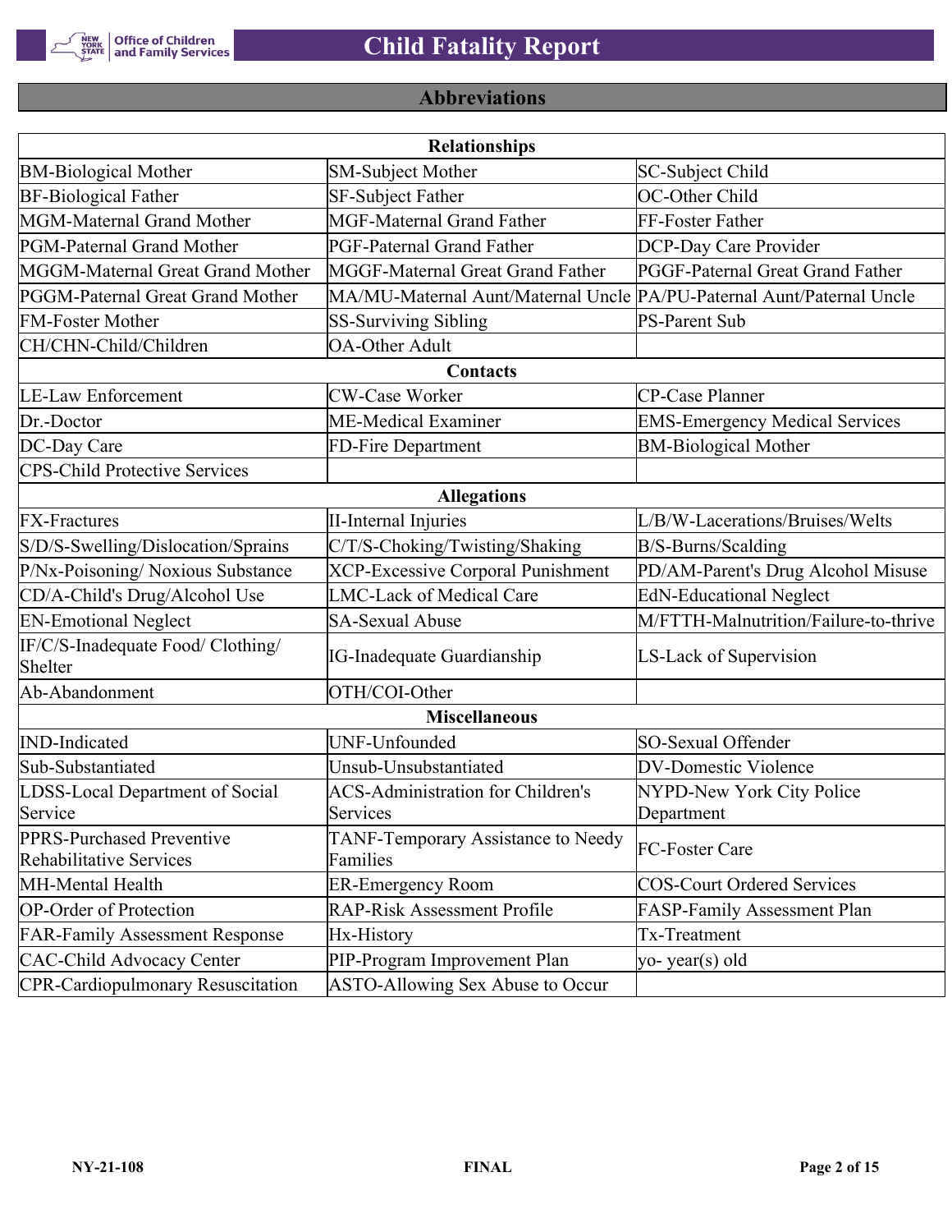# Child Fatality Report

## Abbreviations

| Relationships | | |
|---|---|---|
| BM-Biological Mother | SM-Subject Mother | SC-Subject Child |
| BF-Biological Father | SF-Subject Father | OC-Other Child |
| MGM-Maternal Grand Mother | MGF-Maternal Grand Father | FF-Foster Father |
| PGM-Paternal Grand Mother | PGF-Paternal Grand Father | DCP-Day Care Provider |
| MGGM-Maternal Great Grand Mother | MGGF-Maternal Great Grand Father | PGGF-Paternal Great Grand Father |
| PGGM-Paternal Great Grand Mother | MA/MU-Maternal Aunt/Maternal Uncle | PA/PU-Paternal Aunt/Paternal Uncle |
| FM-Foster Mother | SS-Surviving Sibling | PS-Parent Sub |
| CH/CHN-Child/Children | OA-Other Adult | |
| **Contacts** | | |
| LE-Law Enforcement | CW-Case Worker | CP-Case Planner |
| Dr.-Doctor | ME-Medical Examiner | EMS-Emergency Medical Services |
| DC-Day Care | FD-Fire Department | BM-Biological Mother |
| CPS-Child Protective Services | | |
| **Allegations** | | |
| FX-Fractures | II-Internal Injuries | L/B/W-Lacerations/Bruises/Welts |
| S/D/S-Swelling/Dislocation/Sprains | C/T/S-Choking/Twisting/Shaking | B/S-Burns/Scalding |
| P/Nx-Poisoning/ Noxious Substance | XCP-Excessive Corporal Punishment | PD/AM-Parent's Drug Alcohol Misuse |
| CD/A-Child's Drug/Alcohol Use | LMC-Lack of Medical Care | EdN-Educational Neglect |
| EN-Emotional Neglect | SA-Sexual Abuse | M/FTTH-Malnutrition/Failure-to-thrive |
| IF/C/S-Inadequate Food/ Clothing/ Shelter | IG-Inadequate Guardianship | LS-Lack of Supervision |
| Ab-Abandonment | OTH/COI-Other | |
| **Miscellaneous** | | |
| IND-Indicated | UNF-Unfounded | SO-Sexual Offender |
| Sub-Substantiated | Unsub-Unsubstantiated | DV-Domestic Violence |
| LDSS-Local Department of Social Service | ACS-Administration for Children's Services | NYPD-New York City Police Department |
| PPRS-Purchased Preventive Rehabilitative Services | TANF-Temporary Assistance to Needy Families | FC-Foster Care |
| MH-Mental Health | ER-Emergency Room | COS-Court Ordered Services |
| OP-Order of Protection | RAP-Risk Assessment Profile | FASP-Family Assessment Plan |
| FAR-Family Assessment Response | Hx-History | Tx-Treatment |
| CAC-Child Advocacy Center | PIP-Program Improvement Plan | yo- year(s) old |
| CPR-Cardiopulmonary Resuscitation | ASTO-Allowing Sex Abuse to Occur | |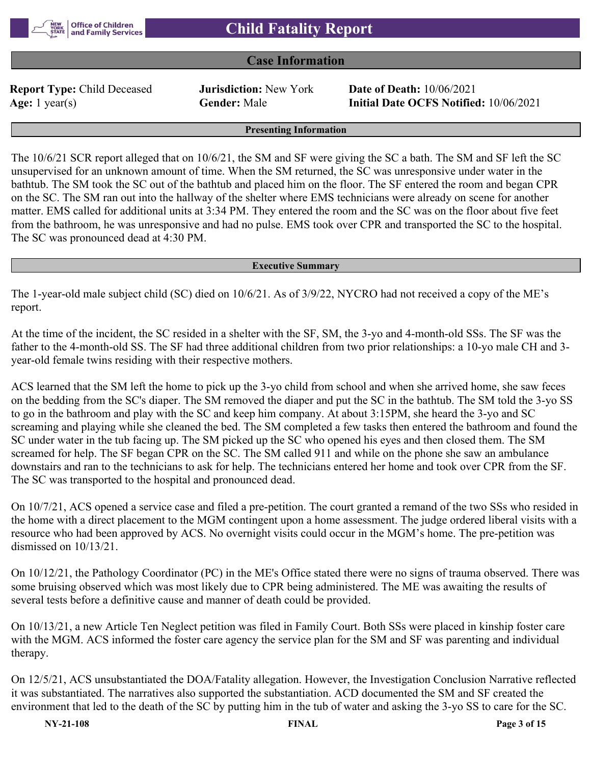# Child Fatality Report

## Case Information

**Report Type:** Child Deceased
**Jurisdiction:** New York
**Date of Death:** 10/06/2021
**Age:** 1 year(s)
**Gender:** Male
**Initial Date OCFS Notified:** 10/06/2021

### Presenting Information

The 10/6/21 SCR report alleged that on 10/6/21, the SM and SF were giving the SC a bath. The SM and SF left the SC unsupervised for an unknown amount of time. When the SM returned, the SC was unresponsive under water in the bathtub. The SM took the SC out of the bathtub and placed him on the floor. The SF entered the room and began CPR on the SC. The SM ran out into the hallway of the shelter where EMS technicians were already on scene for another matter. EMS called for additional units at 3:34 PM. They entered the room and the SC was on the floor about five feet from the bathroom, he was unresponsive and had no pulse. EMS took over CPR and transported the SC to the hospital. The SC was pronounced dead at 4:30 PM.

### Executive Summary

The 1-year-old male subject child (SC) died on 10/6/21. As of 3/9/22, NYCRO had not received a copy of the ME's report.

At the time of the incident, the SC resided in a shelter with the SF, SM, the 3-yo and 4-month-old SSs. The SF was the father to the 4-month-old SS. The SF had three additional children from two prior relationships: a 10-yo male CH and 3-year-old female twins residing with their respective mothers.

ACS learned that the SM left the home to pick up the 3-yo child from school and when she arrived home, she saw feces on the bedding from the SC's diaper. The SM removed the diaper and put the SC in the bathtub. The SM told the 3-yo SS to go in the bathroom and play with the SC and keep him company. At about 3:15PM, she heard the 3-yo and SC screaming and playing while she cleaned the bed. The SM completed a few tasks then entered the bathroom and found the SC under water in the tub facing up. The SM picked up the SC who opened his eyes and then closed them. The SM screamed for help. The SF began CPR on the SC. The SM called 911 and while on the phone she saw an ambulance downstairs and ran to the technicians to ask for help. The technicians entered her home and took over CPR from the SF. The SC was transported to the hospital and pronounced dead.

On 10/7/21, ACS opened a service case and filed a pre-petition. The court granted a remand of the two SSs who resided in the home with a direct placement to the MGM contingent upon a home assessment. The judge ordered liberal visits with a resource who had been approved by ACS. No overnight visits could occur in the MGM's home. The pre-petition was dismissed on 10/13/21.

On 10/12/21, the Pathology Coordinator (PC) in the ME's Office stated there were no signs of trauma observed. There was some bruising observed which was most likely due to CPR being administered. The ME was awaiting the results of several tests before a definitive cause and manner of death could be provided.

On 10/13/21, a new Article Ten Neglect petition was filed in Family Court. Both SSs were placed in kinship foster care with the MGM. ACS informed the foster care agency the service plan for the SM and SF was parenting and individual therapy.

On 12/5/21, ACS unsubstantiated the DOA/Fatality allegation. However, the Investigation Conclusion Narrative reflected it was substantiated. The narratives also supported the substantiation. ACD documented the SM and SF created the environment that led to the death of the SC by putting him in the tub of water and asking the 3-yo SS to care for the SC.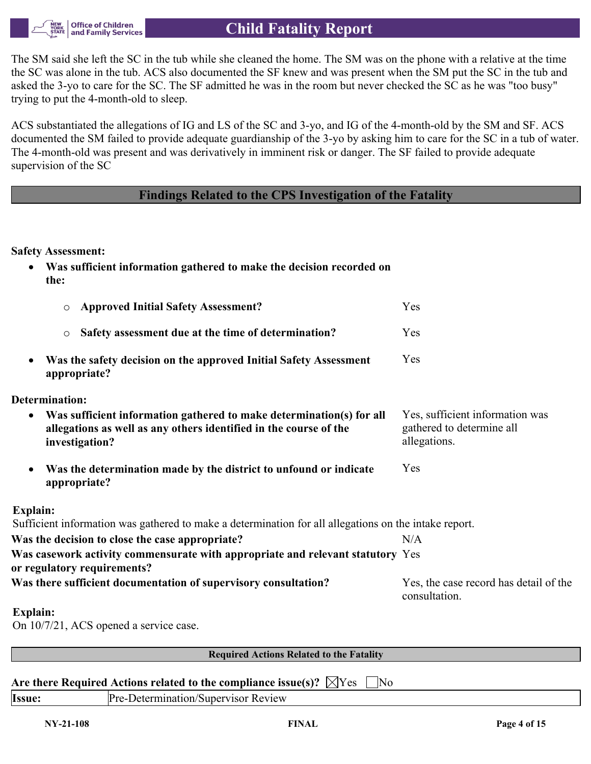The SM said she left the SC in the tub while she cleaned the home. The SM was on the phone with a relative at the time the SC was alone in the tub. ACS also documented the SF knew and was present when the SM put the SC in the tub and asked the 3-yo to care for the SC. The SF admitted he was in the room but never checked the SC as he was "too busy" trying to put the 4-month-old to sleep.

ACS substantiated the allegations of IG and LS of the SC and 3-yo, and IG of the 4-month-old by the SM and SF. ACS documented the SM failed to provide adequate guardianship of the 3-yo by asking him to care for the SC in a tub of water. The 4-month-old was present and was derivatively in imminent risk or danger. The SF failed to provide adequate supervision of the SC

## Findings Related to the CPS Investigation of the Fatality

**Safety Assessment:**

- **Was sufficient information gathered to make the decision recorded on the:**
  - **Approved Initial Safety Assessment?** — Yes
  - **Safety assessment due at the time of determination?** — Yes
- **Was the safety decision on the approved Initial Safety Assessment appropriate?** — Yes

**Determination:**

- **Was sufficient information gathered to make determination(s) for all allegations as well as any others identified in the course of the investigation?** — Yes, sufficient information was gathered to determine all allegations.
- **Was the determination made by the district to unfound or indicate appropriate?** — Yes

**Explain:**
Sufficient information was gathered to make a determination for all allegations on the intake report.

**Was the decision to close the case appropriate?** — N/A

**Was casework activity commensurate with appropriate and relevant statutory or regulatory requirements?** — Yes

**Was there sufficient documentation of supervisory consultation?** — Yes, the case record has detail of the consultation.

**Explain:**
On 10/7/21, ACS opened a service case.

### Required Actions Related to the Fatality

**Are there Required Actions related to the compliance issue(s)?** ☒Yes ☐No

| **Issue:** | Pre-Determination/Supervisor Review |
|---|---|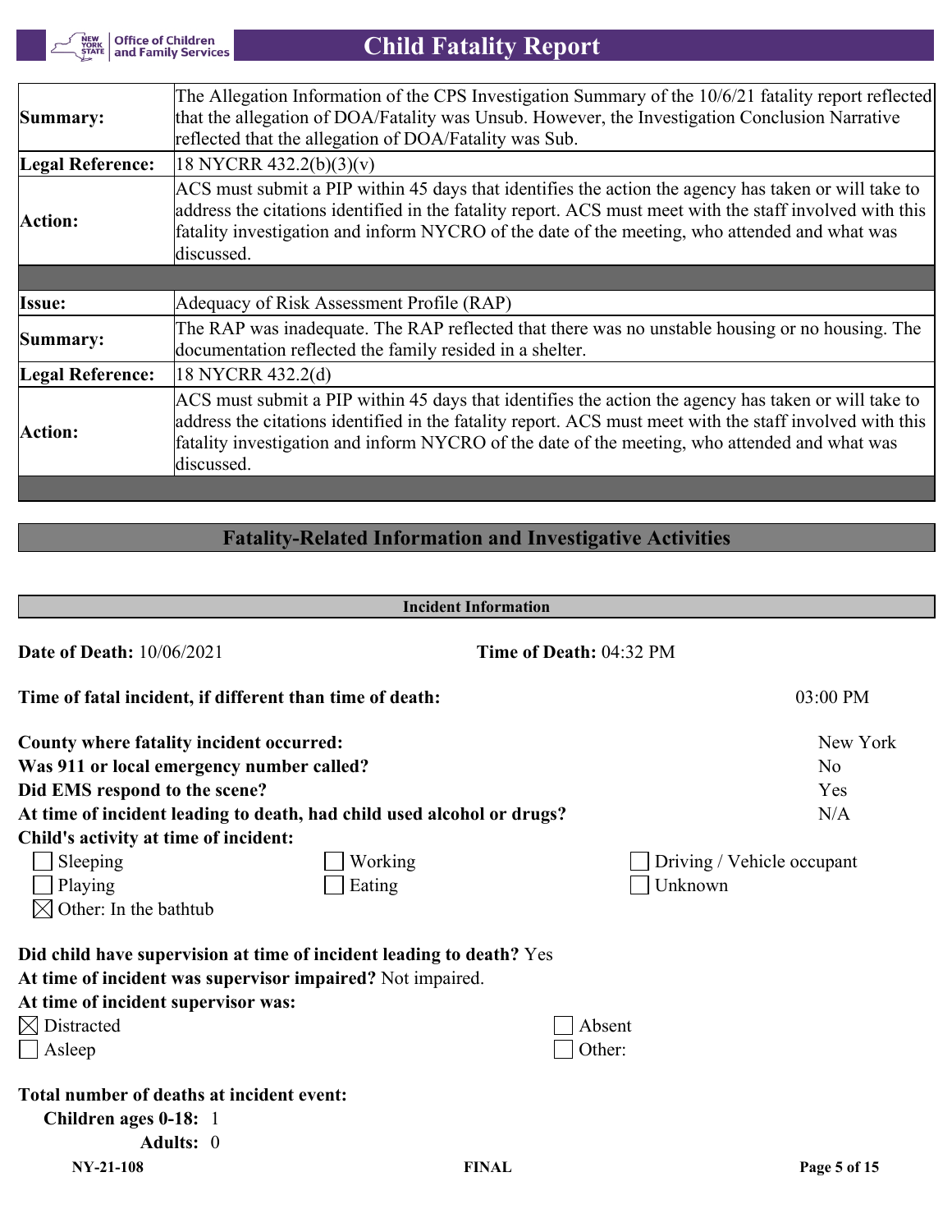| | |
|---|---|
| **Summary:** | The Allegation Information of the CPS Investigation Summary of the 10/6/21 fatality report reflected that the allegation of DOA/Fatality was Unsub. However, the Investigation Conclusion Narrative reflected that the allegation of DOA/Fatality was Sub. |
| **Legal Reference:** | 18 NYCRR 432.2(b)(3)(v) |
| **Action:** | ACS must submit a PIP within 45 days that identifies the action the agency has taken or will take to address the citations identified in the fatality report. ACS must meet with the staff involved with this fatality investigation and inform NYCRO of the date of the meeting, who attended and what was discussed. |
| **Issue:** | Adequacy of Risk Assessment Profile (RAP) |
| **Summary:** | The RAP was inadequate. The RAP reflected that there was no unstable housing or no housing. The documentation reflected the family resided in a shelter. |
| **Legal Reference:** | 18 NYCRR 432.2(d) |
| **Action:** | ACS must submit a PIP within 45 days that identifies the action the agency has taken or will take to address the citations identified in the fatality report. ACS must meet with the staff involved with this fatality investigation and inform NYCRO of the date of the meeting, who attended and what was discussed. |

## Fatality-Related Information and Investigative Activities

### Incident Information

**Date of Death:** 10/06/2021

**Time of Death:** 04:32 PM

**Time of fatal incident, if different than time of death:** 03:00 PM

**County where fatality incident occurred:** New York

**Was 911 or local emergency number called?** No

**Did EMS respond to the scene?** Yes

**At time of incident leading to death, had child used alcohol or drugs?** N/A

**Child's activity at time of incident:**

- ☐ Sleeping
- ☐ Working
- ☐ Driving / Vehicle occupant
- ☐ Playing
- ☐ Eating
- ☐ Unknown
- ☒ Other: In the bathtub

**Did child have supervision at time of incident leading to death?** Yes

**At time of incident was supervisor impaired?** Not impaired.

**At time of incident supervisor was:**

- ☒ Distracted
- ☐ Absent
- ☐ Asleep
- ☐ Other:

**Total number of deaths at incident event:**

**Children ages 0-18:** 1

**Adults:** 0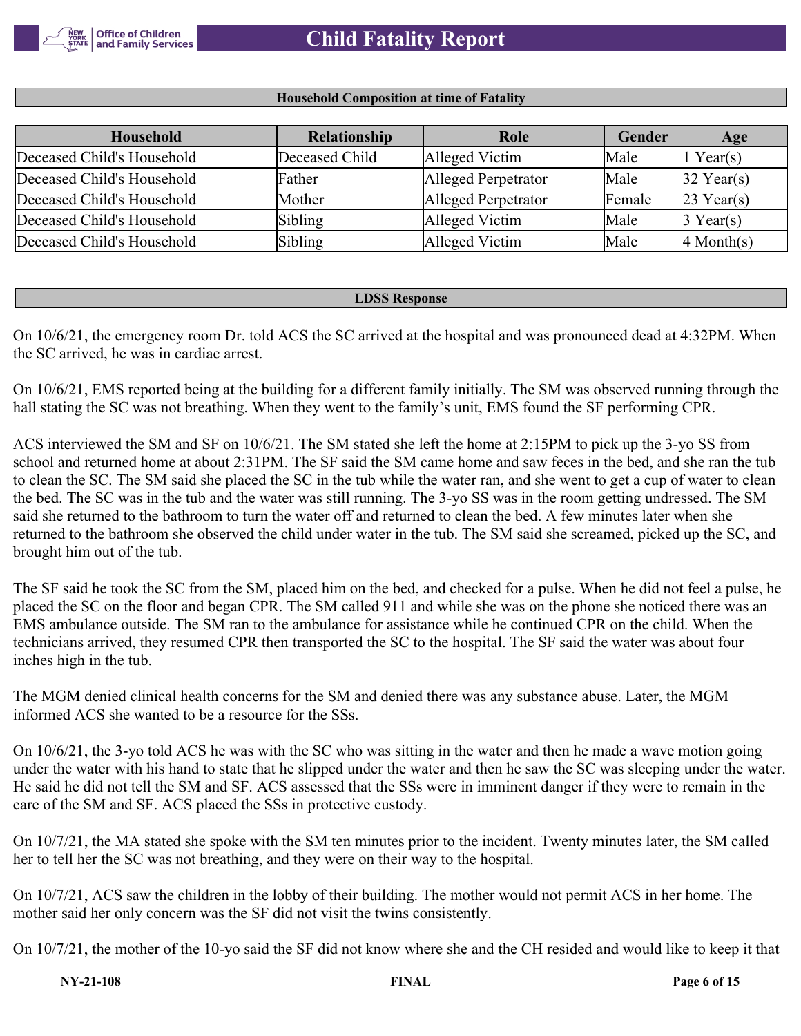## Household Composition at time of Fatality

| Household | Relationship | Role | Gender | Age |
|---|---|---|---|---|
| Deceased Child's Household | Deceased Child | Alleged Victim | Male | 1 Year(s) |
| Deceased Child's Household | Father | Alleged Perpetrator | Male | 32 Year(s) |
| Deceased Child's Household | Mother | Alleged Perpetrator | Female | 23 Year(s) |
| Deceased Child's Household | Sibling | Alleged Victim | Male | 3 Year(s) |
| Deceased Child's Household | Sibling | Alleged Victim | Male | 4 Month(s) |

## LDSS Response

On 10/6/21, the emergency room Dr. told ACS the SC arrived at the hospital and was pronounced dead at 4:32PM. When the SC arrived, he was in cardiac arrest.

On 10/6/21, EMS reported being at the building for a different family initially. The SM was observed running through the hall stating the SC was not breathing. When they went to the family's unit, EMS found the SF performing CPR.

ACS interviewed the SM and SF on 10/6/21. The SM stated she left the home at 2:15PM to pick up the 3-yo SS from school and returned home at about 2:31PM. The SF said the SM came home and saw feces in the bed, and she ran the tub to clean the SC. The SM said she placed the SC in the tub while the water ran, and she went to get a cup of water to clean the bed. The SC was in the tub and the water was still running. The 3-yo SS was in the room getting undressed. The SM said she returned to the bathroom to turn the water off and returned to clean the bed. A few minutes later when she returned to the bathroom she observed the child under water in the tub. The SM said she screamed, picked up the SC, and brought him out of the tub.

The SF said he took the SC from the SM, placed him on the bed, and checked for a pulse. When he did not feel a pulse, he placed the SC on the floor and began CPR. The SM called 911 and while she was on the phone she noticed there was an EMS ambulance outside. The SM ran to the ambulance for assistance while he continued CPR on the child. When the technicians arrived, they resumed CPR then transported the SC to the hospital. The SF said the water was about four inches high in the tub.

The MGM denied clinical health concerns for the SM and denied there was any substance abuse. Later, the MGM informed ACS she wanted to be a resource for the SSs.

On 10/6/21, the 3-yo told ACS he was with the SC who was sitting in the water and then he made a wave motion going under the water with his hand to state that he slipped under the water and then he saw the SC was sleeping under the water. He said he did not tell the SM and SF. ACS assessed that the SSs were in imminent danger if they were to remain in the care of the SM and SF. ACS placed the SSs in protective custody.

On 10/7/21, the MA stated she spoke with the SM ten minutes prior to the incident. Twenty minutes later, the SM called her to tell her the SC was not breathing, and they were on their way to the hospital.

On 10/7/21, ACS saw the children in the lobby of their building. The mother would not permit ACS in her home. The mother said her only concern was the SF did not visit the twins consistently.

On 10/7/21, the mother of the 10-yo said the SF did not know where she and the CH resided and would like to keep it that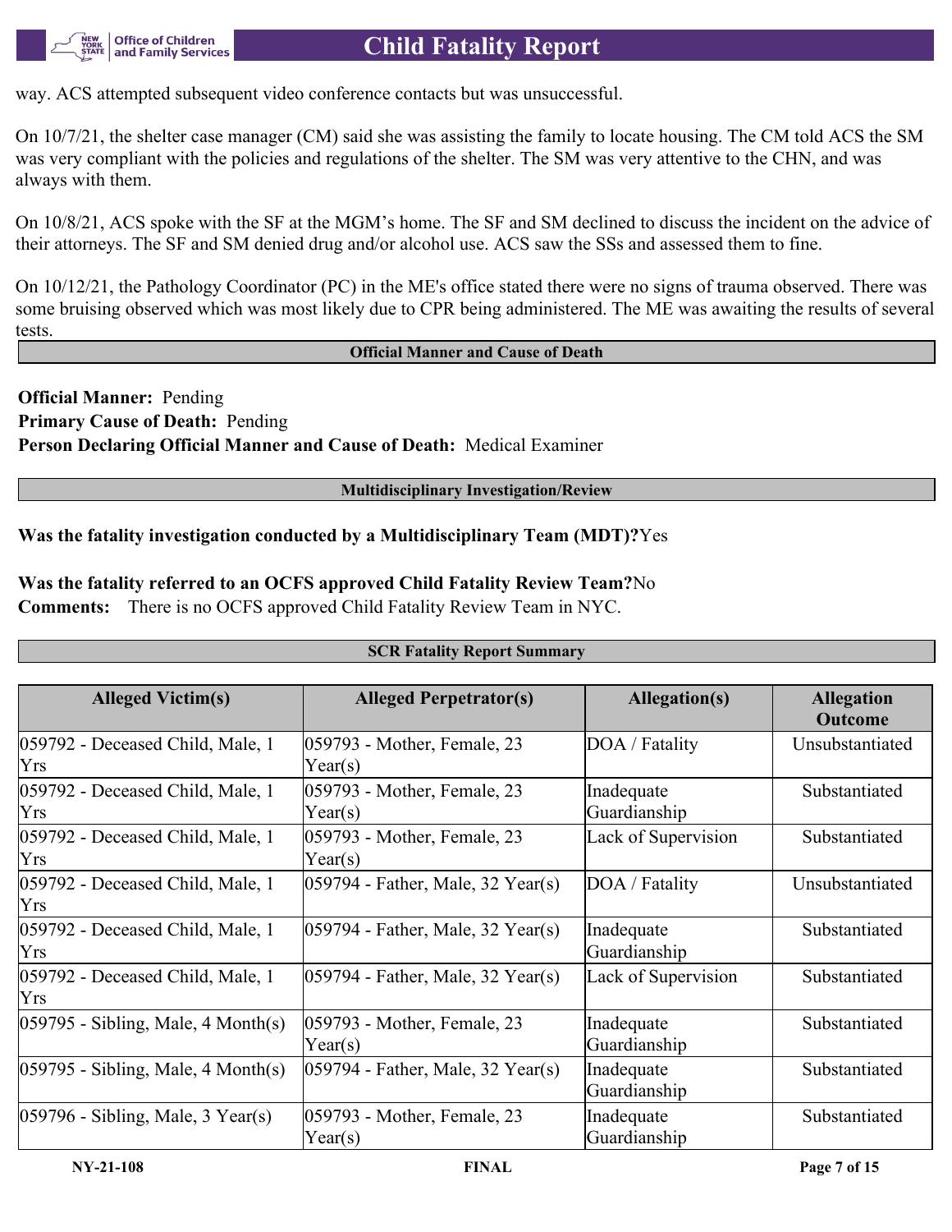way. ACS attempted subsequent video conference contacts but was unsuccessful.

On 10/7/21, the shelter case manager (CM) said she was assisting the family to locate housing. The CM told ACS the SM was very compliant with the policies and regulations of the shelter. The SM was very attentive to the CHN, and was always with them.

On 10/8/21, ACS spoke with the SF at the MGM's home. The SF and SM declined to discuss the incident on the advice of their attorneys. The SF and SM denied drug and/or alcohol use. ACS saw the SSs and assessed them to fine.

On 10/12/21, the Pathology Coordinator (PC) in the ME's office stated there were no signs of trauma observed. There was some bruising observed which was most likely due to CPR being administered. The ME was awaiting the results of several tests.

## Official Manner and Cause of Death

**Official Manner:** Pending
**Primary Cause of Death:** Pending
**Person Declaring Official Manner and Cause of Death:** Medical Examiner

## Multidisciplinary Investigation/Review

**Was the fatality investigation conducted by a Multidisciplinary Team (MDT)?** Yes

**Was the fatality referred to an OCFS approved Child Fatality Review Team?** No
**Comments:** There is no OCFS approved Child Fatality Review Team in NYC.

## SCR Fatality Report Summary

| Alleged Victim(s) | Alleged Perpetrator(s) | Allegation(s) | Allegation Outcome |
|---|---|---|---|
| 059792 - Deceased Child, Male, 1 Yrs | 059793 - Mother, Female, 23 Year(s) | DOA / Fatality | Unsubstantiated |
| 059792 - Deceased Child, Male, 1 Yrs | 059793 - Mother, Female, 23 Year(s) | Inadequate Guardianship | Substantiated |
| 059792 - Deceased Child, Male, 1 Yrs | 059793 - Mother, Female, 23 Year(s) | Lack of Supervision | Substantiated |
| 059792 - Deceased Child, Male, 1 Yrs | 059794 - Father, Male, 32 Year(s) | DOA / Fatality | Unsubstantiated |
| 059792 - Deceased Child, Male, 1 Yrs | 059794 - Father, Male, 32 Year(s) | Inadequate Guardianship | Substantiated |
| 059792 - Deceased Child, Male, 1 Yrs | 059794 - Father, Male, 32 Year(s) | Lack of Supervision | Substantiated |
| 059795 - Sibling, Male, 4 Month(s) | 059793 - Mother, Female, 23 Year(s) | Inadequate Guardianship | Substantiated |
| 059795 - Sibling, Male, 4 Month(s) | 059794 - Father, Male, 32 Year(s) | Inadequate Guardianship | Substantiated |
| 059796 - Sibling, Male, 3 Year(s) | 059793 - Mother, Female, 23 Year(s) | Inadequate Guardianship | Substantiated |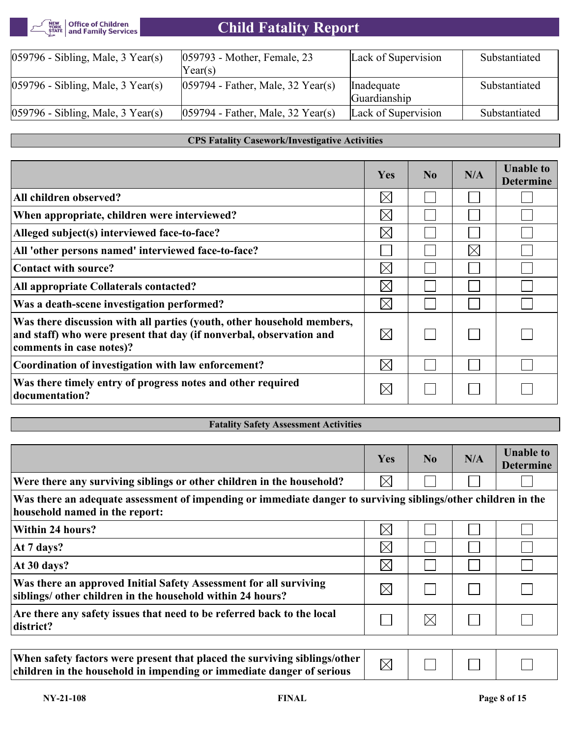| | | | |
|---|---|---|---|
| 059796 - Sibling, Male, 3 Year(s) | 059793 - Mother, Female, 23 Year(s) | Lack of Supervision | Substantiated |
| 059796 - Sibling, Male, 3 Year(s) | 059794 - Father, Male, 32 Year(s) | Inadequate Guardianship | Substantiated |
| 059796 - Sibling, Male, 3 Year(s) | 059794 - Father, Male, 32 Year(s) | Lack of Supervision | Substantiated |

## CPS Fatality Casework/Investigative Activities

| | Yes | No | N/A | Unable to Determine |
|---|---|---|---|---|
| **All children observed?** | ☒ | ☐ | ☐ | ☐ |
| **When appropriate, children were interviewed?** | ☒ | ☐ | ☐ | ☐ |
| **Alleged subject(s) interviewed face-to-face?** | ☒ | ☐ | ☐ | ☐ |
| **All 'other persons named' interviewed face-to-face?** | ☐ | ☐ | ☒ | ☐ |
| **Contact with source?** | ☒ | ☐ | ☐ | ☐ |
| **All appropriate Collaterals contacted?** | ☒ | ☐ | ☐ | ☐ |
| **Was a death-scene investigation performed?** | ☒ | ☐ | ☐ | ☐ |
| **Was there discussion with all parties (youth, other household members, and staff) who were present that day (if nonverbal, observation and comments in case notes)?** | ☒ | ☐ | ☐ | ☐ |
| **Coordination of investigation with law enforcement?** | ☒ | ☐ | ☐ | ☐ |
| **Was there timely entry of progress notes and other required documentation?** | ☒ | ☐ | ☐ | ☐ |

## Fatality Safety Assessment Activities

| | Yes | No | N/A | Unable to Determine |
|---|---|---|---|---|
| **Were there any surviving siblings or other children in the household?** | ☒ | ☐ | ☐ | ☐ |
| **Was there an adequate assessment of impending or immediate danger to surviving siblings/other children in the household named in the report:** | | | | |
| **Within 24 hours?** | ☒ | ☐ | ☐ | ☐ |
| **At 7 days?** | ☒ | ☐ | ☐ | ☐ |
| **At 30 days?** | ☒ | ☐ | ☐ | ☐ |
| **Was there an approved Initial Safety Assessment for all surviving siblings/ other children in the household within 24 hours?** | ☒ | ☐ | ☐ | ☐ |
| **Are there any safety issues that need to be referred back to the local district?** | ☐ | ☒ | ☐ | ☐ |

| | | | | |
|---|---|---|---|---|
| **When safety factors were present that placed the surviving siblings/other children in the household in impending or immediate danger of serious** | ☒ | ☐ | ☐ | ☐ |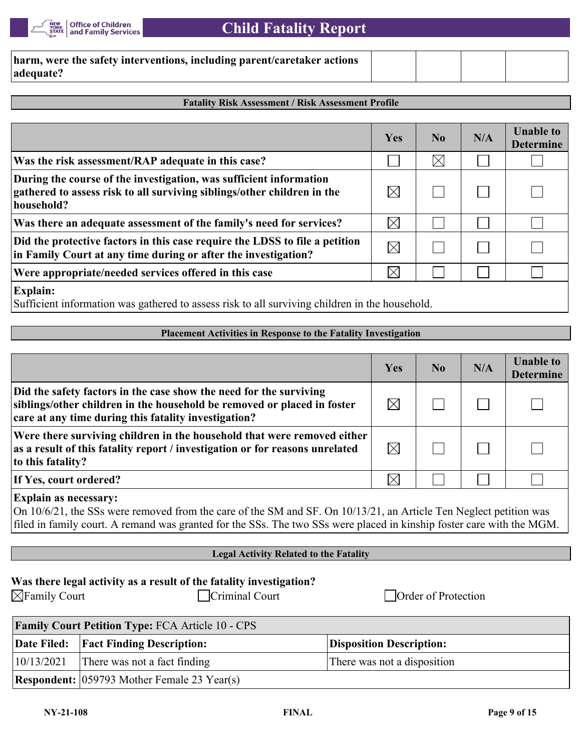| harm, were the safety interventions, including parent/caretaker actions adequate? | | | | |
|---|---|---|---|---|

### Fatality Risk Assessment / Risk Assessment Profile

| | Yes | No | N/A | Unable to Determine |
|---|---|---|---|---|
| **Was the risk assessment/RAP adequate in this case?** | ☐ | ☒ | ☐ | ☐ |
| **During the course of the investigation, was sufficient information gathered to assess risk to all surviving siblings/other children in the household?** | ☒ | ☐ | ☐ | ☐ |
| **Was there an adequate assessment of the family's need for services?** | ☒ | ☐ | ☐ | ☐ |
| **Did the protective factors in this case require the LDSS to file a petition in Family Court at any time during or after the investigation?** | ☒ | ☐ | ☐ | ☐ |
| **Were appropriate/needed services offered in this case** | ☒ | ☐ | ☐ | ☐ |

**Explain:**
Sufficient information was gathered to assess risk to all surviving children in the household.

### Placement Activities in Response to the Fatality Investigation

| | Yes | No | N/A | Unable to Determine |
|---|---|---|---|---|
| **Did the safety factors in the case show the need for the surviving siblings/other children in the household be removed or placed in foster care at any time during this fatality investigation?** | ☒ | ☐ | ☐ | ☐ |
| **Were there surviving children in the household that were removed either as a result of this fatality report / investigation or for reasons unrelated to this fatality?** | ☒ | ☐ | ☐ | ☐ |
| **If Yes, court ordered?** | ☒ | ☐ | ☐ | ☐ |

**Explain as necessary:**
On 10/6/21, the SSs were removed from the care of the SM and SF. On 10/13/21, an Article Ten Neglect petition was filed in family court. A remand was granted for the SSs. The two SSs were placed in kinship foster care with the MGM.

### Legal Activity Related to the Fatality

**Was there legal activity as a result of the fatality investigation?**

☒ Family Court ☐ Criminal Court ☐ Order of Protection

| **Family Court Petition Type:** FCA Article 10 - CPS | | |
|---|---|---|
| **Date Filed:** | **Fact Finding Description:** | **Disposition Description:** |
| 10/13/2021 | There was not a fact finding | There was not a disposition |
| **Respondent:** | 059793 Mother Female 23 Year(s) | |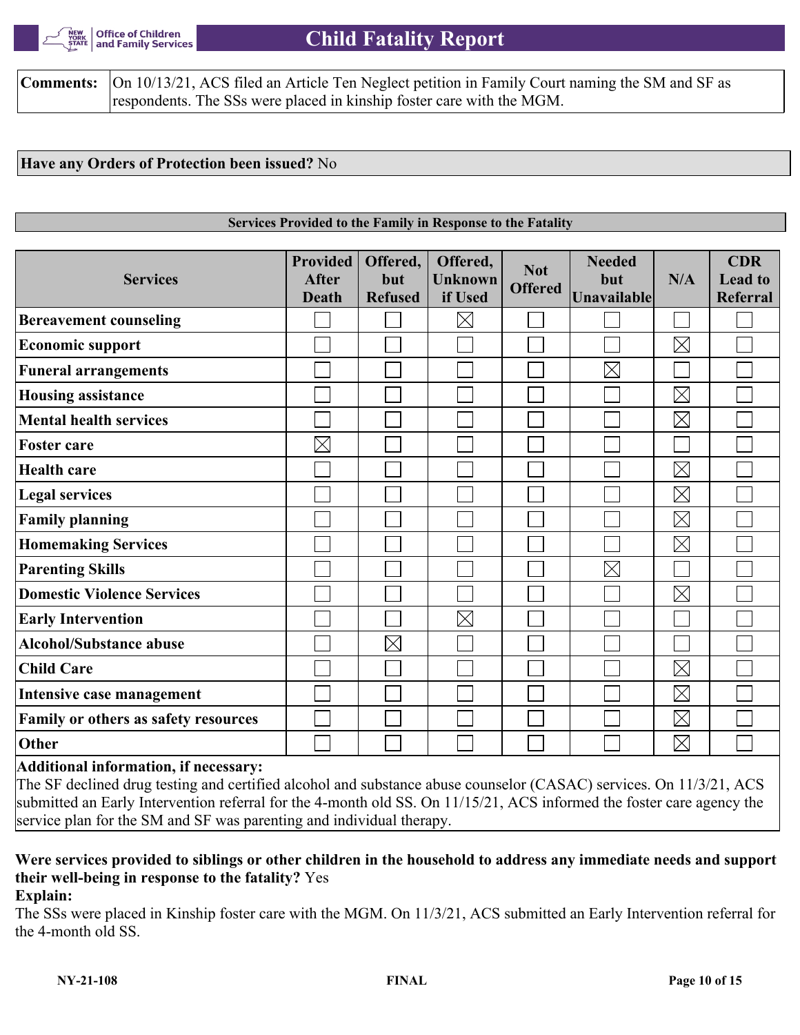| **Comments:** | On 10/13/21, ACS filed an Article Ten Neglect petition in Family Court naming the SM and SF as respondents. The SSs were placed in kinship foster care with the MGM. |
|---|---|

**Have any Orders of Protection been issued?** No

**Services Provided to the Family in Response to the Fatality**

| Services | Provided After Death | Offered, but Refused | Offered, Unknown if Used | Not Offered | Needed but Unavailable | N/A | CDR Lead to Referral |
|---|---|---|---|---|---|---|---|
| **Bereavement counseling** | ☐ | ☐ | ☒ | ☐ | ☐ | ☐ | ☐ |
| **Economic support** | ☐ | ☐ | ☐ | ☐ | ☐ | ☒ | ☐ |
| **Funeral arrangements** | ☐ | ☐ | ☐ | ☐ | ☒ | ☐ | ☐ |
| **Housing assistance** | ☐ | ☐ | ☐ | ☐ | ☐ | ☒ | ☐ |
| **Mental health services** | ☐ | ☐ | ☐ | ☐ | ☐ | ☒ | ☐ |
| **Foster care** | ☒ | ☐ | ☐ | ☐ | ☐ | ☐ | ☐ |
| **Health care** | ☐ | ☐ | ☐ | ☐ | ☐ | ☒ | ☐ |
| **Legal services** | ☐ | ☐ | ☐ | ☐ | ☐ | ☒ | ☐ |
| **Family planning** | ☐ | ☐ | ☐ | ☐ | ☐ | ☒ | ☐ |
| **Homemaking Services** | ☐ | ☐ | ☐ | ☐ | ☐ | ☒ | ☐ |
| **Parenting Skills** | ☐ | ☐ | ☐ | ☐ | ☒ | ☐ | ☐ |
| **Domestic Violence Services** | ☐ | ☐ | ☐ | ☐ | ☐ | ☒ | ☐ |
| **Early Intervention** | ☐ | ☐ | ☒ | ☐ | ☐ | ☐ | ☐ |
| **Alcohol/Substance abuse** | ☐ | ☒ | ☐ | ☐ | ☐ | ☐ | ☐ |
| **Child Care** | ☐ | ☐ | ☐ | ☐ | ☐ | ☒ | ☐ |
| **Intensive case management** | ☐ | ☐ | ☐ | ☐ | ☐ | ☒ | ☐ |
| **Family or others as safety resources** | ☐ | ☐ | ☐ | ☐ | ☐ | ☒ | ☐ |
| **Other** | ☐ | ☐ | ☐ | ☐ | ☐ | ☒ | ☐ |

**Additional information, if necessary:**
The SF declined drug testing and certified alcohol and substance abuse counselor (CASAC) services. On 11/3/21, ACS submitted an Early Intervention referral for the 4-month old SS. On 11/15/21, ACS informed the foster care agency the service plan for the SM and SF was parenting and individual therapy.

**Were services provided to siblings or other children in the household to address any immediate needs and support their well-being in response to the fatality?** Yes

**Explain:**
The SSs were placed in Kinship foster care with the MGM. On 11/3/21, ACS submitted an Early Intervention referral for the 4-month old SS.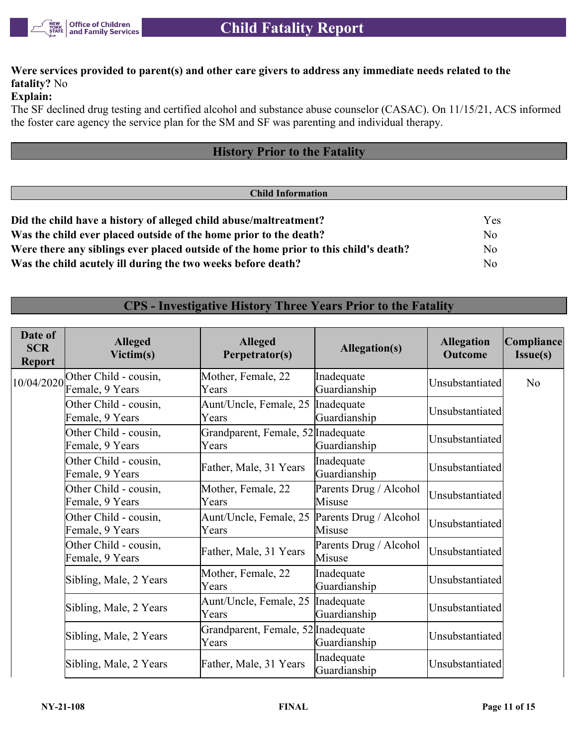**Were services provided to parent(s) and other care givers to address any immediate needs related to the fatality?** No

**Explain:**

The SF declined drug testing and certified alcohol and substance abuse counselor (CASAC). On 11/15/21, ACS informed the foster care agency the service plan for the SM and SF was parenting and individual therapy.

## History Prior to the Fatality

### Child Information

| | |
|---|---|
| **Did the child have a history of alleged child abuse/maltreatment?** | Yes |
| **Was the child ever placed outside of the home prior to the death?** | No |
| **Were there any siblings ever placed outside of the home prior to this child's death?** | No |
| **Was the child acutely ill during the two weeks before death?** | No |

## CPS - Investigative History Three Years Prior to the Fatality

| Date of SCR Report | Alleged Victim(s) | Alleged Perpetrator(s) | Allegation(s) | Allegation Outcome | Compliance Issue(s) |
|---|---|---|---|---|---|
| 10/04/2020 | Other Child - cousin, Female, 9 Years | Mother, Female, 22 Years | Inadequate Guardianship | Unsubstantiated | No |
| | Other Child - cousin, Female, 9 Years | Aunt/Uncle, Female, 25 Years | Inadequate Guardianship | Unsubstantiated | |
| | Other Child - cousin, Female, 9 Years | Grandparent, Female, 52 Years | Inadequate Guardianship | Unsubstantiated | |
| | Other Child - cousin, Female, 9 Years | Father, Male, 31 Years | Inadequate Guardianship | Unsubstantiated | |
| | Other Child - cousin, Female, 9 Years | Mother, Female, 22 Years | Parents Drug / Alcohol Misuse | Unsubstantiated | |
| | Other Child - cousin, Female, 9 Years | Aunt/Uncle, Female, 25 Years | Parents Drug / Alcohol Misuse | Unsubstantiated | |
| | Other Child - cousin, Female, 9 Years | Father, Male, 31 Years | Parents Drug / Alcohol Misuse | Unsubstantiated | |
| | Sibling, Male, 2 Years | Mother, Female, 22 Years | Inadequate Guardianship | Unsubstantiated | |
| | Sibling, Male, 2 Years | Aunt/Uncle, Female, 25 Years | Inadequate Guardianship | Unsubstantiated | |
| | Sibling, Male, 2 Years | Grandparent, Female, 52 Years | Inadequate Guardianship | Unsubstantiated | |
| | Sibling, Male, 2 Years | Father, Male, 31 Years | Inadequate Guardianship | Unsubstantiated | |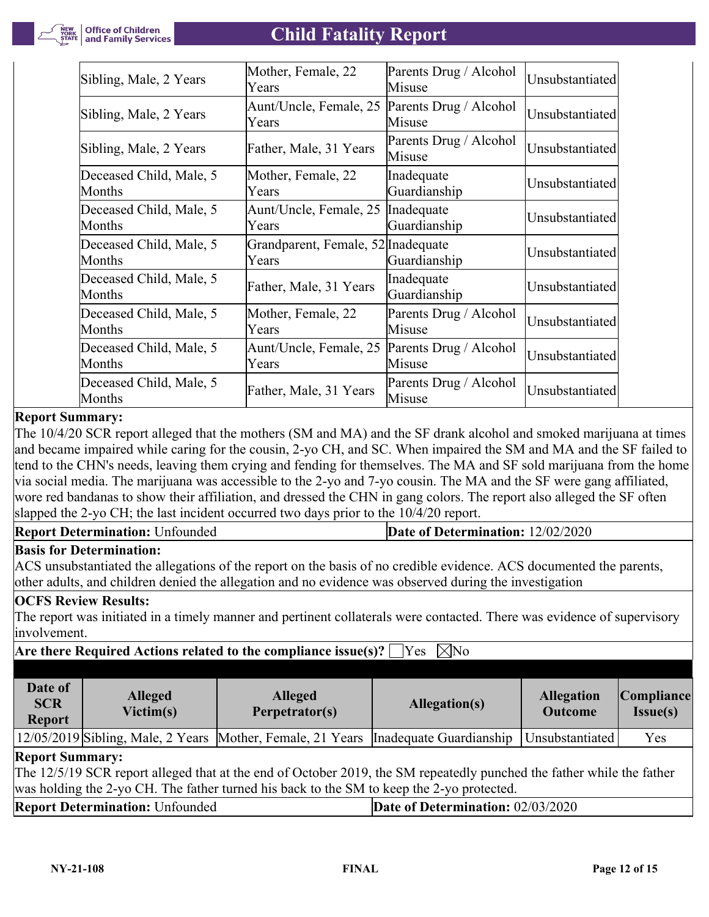| | | | |
|---|---|---|---|
| Sibling, Male, 2 Years | Mother, Female, 22 Years | Parents Drug / Alcohol Misuse | Unsubstantiated |
| Sibling, Male, 2 Years | Aunt/Uncle, Female, 25 Years | Parents Drug / Alcohol Misuse | Unsubstantiated |
| Sibling, Male, 2 Years | Father, Male, 31 Years | Parents Drug / Alcohol Misuse | Unsubstantiated |
| Deceased Child, Male, 5 Months | Mother, Female, 22 Years | Inadequate Guardianship | Unsubstantiated |
| Deceased Child, Male, 5 Months | Aunt/Uncle, Female, 25 Years | Inadequate Guardianship | Unsubstantiated |
| Deceased Child, Male, 5 Months | Grandparent, Female, 52 Years | Inadequate Guardianship | Unsubstantiated |
| Deceased Child, Male, 5 Months | Father, Male, 31 Years | Inadequate Guardianship | Unsubstantiated |
| Deceased Child, Male, 5 Months | Mother, Female, 22 Years | Parents Drug / Alcohol Misuse | Unsubstantiated |
| Deceased Child, Male, 5 Months | Aunt/Uncle, Female, 25 Years | Parents Drug / Alcohol Misuse | Unsubstantiated |
| Deceased Child, Male, 5 Months | Father, Male, 31 Years | Parents Drug / Alcohol Misuse | Unsubstantiated |

**Report Summary:**
The 10/4/20 SCR report alleged that the mothers (SM and MA) and the SF drank alcohol and smoked marijuana at times and became impaired while caring for the cousin, 2-yo CH, and SC. When impaired the SM and MA and the SF failed to tend to the CHN's needs, leaving them crying and fending for themselves. The MA and SF sold marijuana from the home via social media. The marijuana was accessible to the 2-yo and 7-yo cousin. The MA and the SF were gang affiliated, wore red bandanas to show their affiliation, and dressed the CHN in gang colors. The report also alleged the SF often slapped the 2-yo CH; the last incident occurred two days prior to the 10/4/20 report.

**Report Determination:** Unfounded | **Date of Determination:** 12/02/2020

**Basis for Determination:**
ACS unsubstantiated the allegations of the report on the basis of no credible evidence. ACS documented the parents, other adults, and children denied the allegation and no evidence was observed during the investigation

**OCFS Review Results:**
The report was initiated in a timely manner and pertinent collaterals were contacted. There was evidence of supervisory involvement.

**Are there Required Actions related to the compliance issue(s)?** ☐Yes ☒No

| Date of SCR Report | Alleged Victim(s) | Alleged Perpetrator(s) | Allegation(s) | Allegation Outcome | Compliance Issue(s) |
|---|---|---|---|---|---|
| 12/05/2019 | Sibling, Male, 2 Years | Mother, Female, 21 Years | Inadequate Guardianship | Unsubstantiated | Yes |

**Report Summary:**
The 12/5/19 SCR report alleged that at the end of October 2019, the SM repeatedly punched the father while the father was holding the 2-yo CH. The father turned his back to the SM to keep the 2-yo protected.

**Report Determination:** Unfounded | **Date of Determination:** 02/03/2020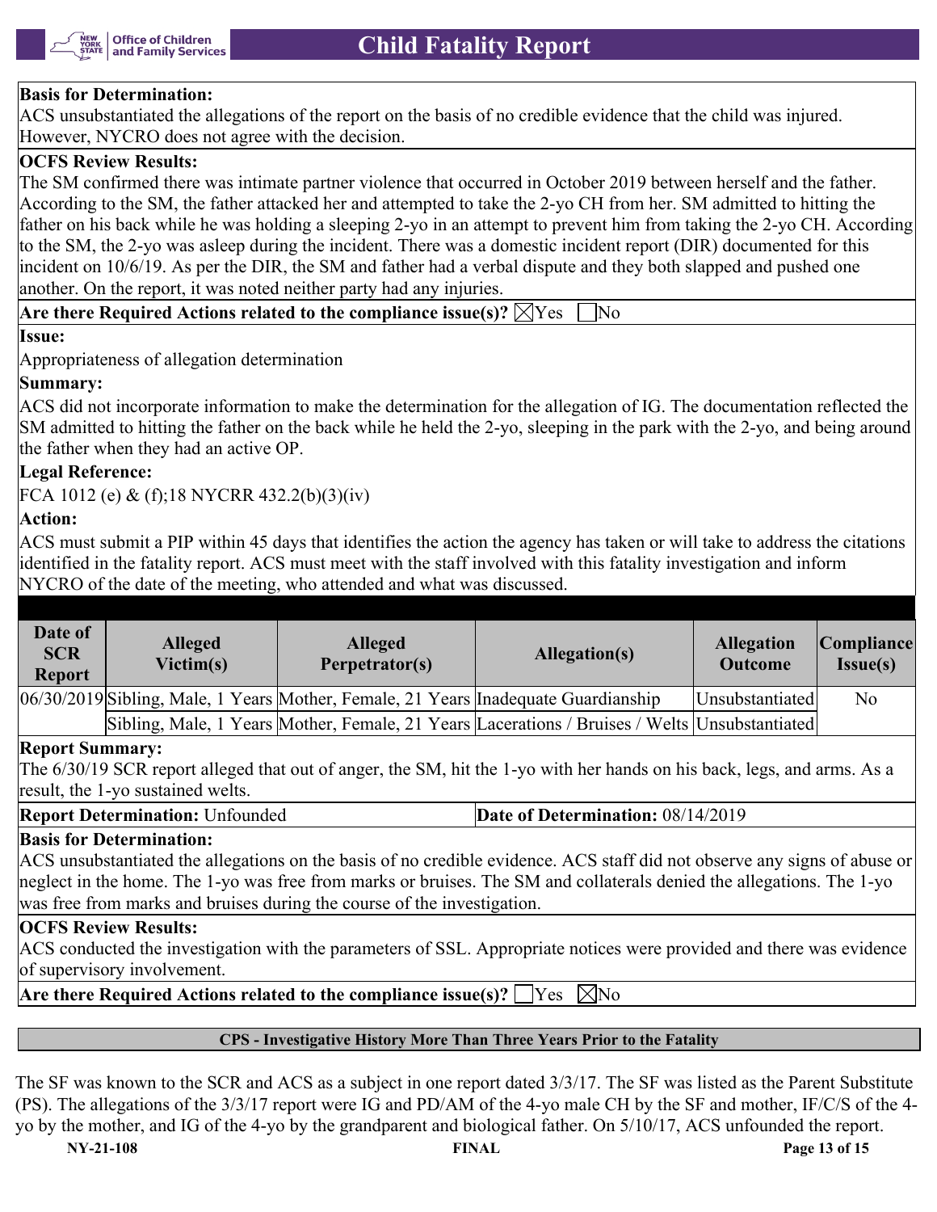**Basis for Determination:**
ACS unsubstantiated the allegations of the report on the basis of no credible evidence that the child was injured. However, NYCRO does not agree with the decision.

**OCFS Review Results:**
The SM confirmed there was intimate partner violence that occurred in October 2019 between herself and the father. According to the SM, the father attacked her and attempted to take the 2-yo CH from her. SM admitted to hitting the father on his back while he was holding a sleeping 2-yo in an attempt to prevent him from taking the 2-yo CH. According to the SM, the 2-yo was asleep during the incident. There was a domestic incident report (DIR) documented for this incident on 10/6/19. As per the DIR, the SM and father had a verbal dispute and they both slapped and pushed one another. On the report, it was noted neither party had any injuries.

**Are there Required Actions related to the compliance issue(s)?** ☒Yes ☐No

**Issue:**
Appropriateness of allegation determination

**Summary:**
ACS did not incorporate information to make the determination for the allegation of IG. The documentation reflected the SM admitted to hitting the father on the back while he held the 2-yo, sleeping in the park with the 2-yo, and being around the father when they had an active OP.

**Legal Reference:**
FCA 1012 (e) & (f);18 NYCRR 432.2(b)(3)(iv)

**Action:**
ACS must submit a PIP within 45 days that identifies the action the agency has taken or will take to address the citations identified in the fatality report. ACS must meet with the staff involved with this fatality investigation and inform NYCRO of the date of the meeting, who attended and what was discussed.

| Date of SCR Report | Alleged Victim(s) | Alleged Perpetrator(s) | Allegation(s) | Allegation Outcome | Compliance Issue(s) |
|---|---|---|---|---|---|
| 06/30/2019 | Sibling, Male, 1 Years | Mother, Female, 21 Years | Inadequate Guardianship | Unsubstantiated | No |
| | Sibling, Male, 1 Years | Mother, Female, 21 Years | Lacerations / Bruises / Welts | Unsubstantiated | |

**Report Summary:**
The 6/30/19 SCR report alleged that out of anger, the SM, hit the 1-yo with her hands on his back, legs, and arms. As a result, the 1-yo sustained welts.

**Report Determination:** Unfounded | **Date of Determination:** 08/14/2019

**Basis for Determination:**
ACS unsubstantiated the allegations on the basis of no credible evidence. ACS staff did not observe any signs of abuse or neglect in the home. The 1-yo was free from marks or bruises. The SM and collaterals denied the allegations. The 1-yo was free from marks and bruises during the course of the investigation.

**OCFS Review Results:**
ACS conducted the investigation with the parameters of SSL. Appropriate notices were provided and there was evidence of supervisory involvement.

**Are there Required Actions related to the compliance issue(s)?** ☐Yes ☒No

## CPS - Investigative History More Than Three Years Prior to the Fatality

The SF was known to the SCR and ACS as a subject in one report dated 3/3/17. The SF was listed as the Parent Substitute (PS). The allegations of the 3/3/17 report were IG and PD/AM of the 4-yo male CH by the SF and mother, IF/C/S of the 4-yo by the mother, and IG of the 4-yo by the grandparent and biological father. On 5/10/17, ACS unfounded the report.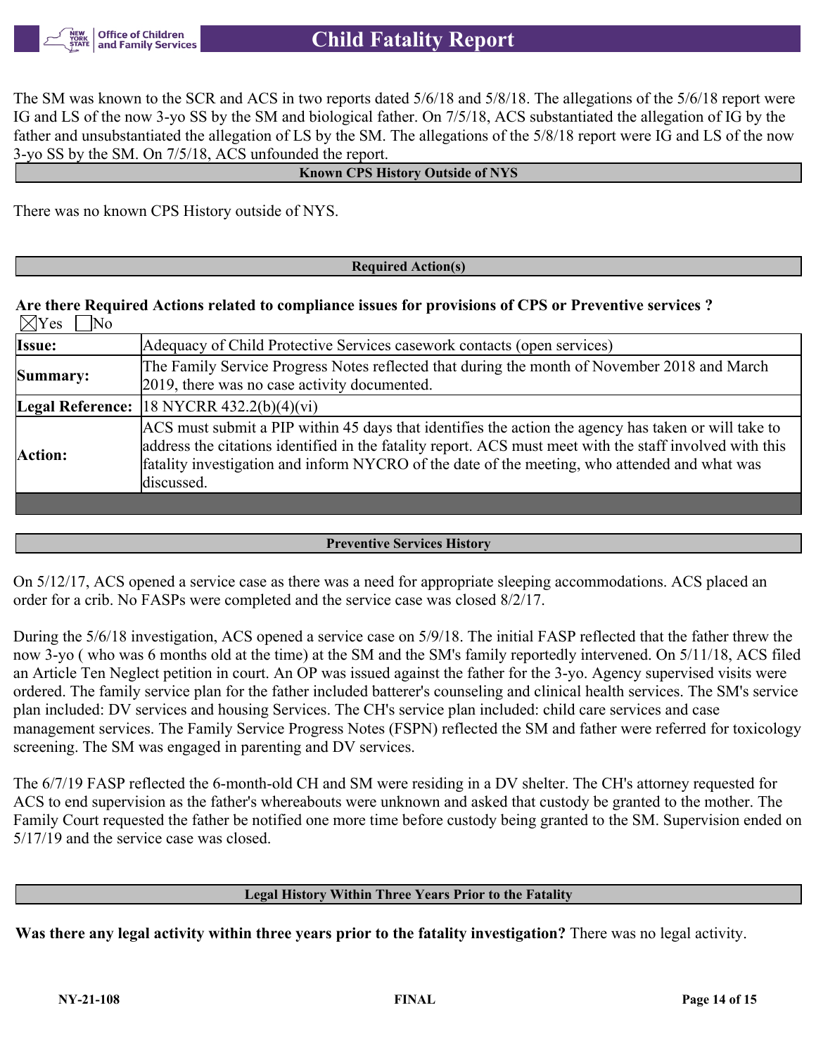The SM was known to the SCR and ACS in two reports dated 5/6/18 and 5/8/18. The allegations of the 5/6/18 report were IG and LS of the now 3-yo SS by the SM and biological father. On 7/5/18, ACS substantiated the allegation of IG by the father and unsubstantiated the allegation of LS by the SM. The allegations of the 5/8/18 report were IG and LS of the now 3-yo SS by the SM. On 7/5/18, ACS unfounded the report.

## Known CPS History Outside of NYS

There was no known CPS History outside of NYS.

## Required Action(s)

**Are there Required Actions related to compliance issues for provisions of CPS or Preventive services ?**
☒Yes ☐No

| | |
|---|---|
| **Issue:** | Adequacy of Child Protective Services casework contacts (open services) |
| **Summary:** | The Family Service Progress Notes reflected that during the month of November 2018 and March 2019, there was no case activity documented. |
| **Legal Reference:** | 18 NYCRR 432.2(b)(4)(vi) |
| **Action:** | ACS must submit a PIP within 45 days that identifies the action the agency has taken or will take to address the citations identified in the fatality report. ACS must meet with the staff involved with this fatality investigation and inform NYCRO of the date of the meeting, who attended and what was discussed. |

## Preventive Services History

On 5/12/17, ACS opened a service case as there was a need for appropriate sleeping accommodations. ACS placed an order for a crib. No FASPs were completed and the service case was closed 8/2/17.

During the 5/6/18 investigation, ACS opened a service case on 5/9/18. The initial FASP reflected that the father threw the now 3-yo ( who was 6 months old at the time) at the SM and the SM's family reportedly intervened. On 5/11/18, ACS filed an Article Ten Neglect petition in court. An OP was issued against the father for the 3-yo. Agency supervised visits were ordered. The family service plan for the father included batterer's counseling and clinical health services. The SM's service plan included: DV services and housing Services. The CH's service plan included: child care services and case management services. The Family Service Progress Notes (FSPN) reflected the SM and father were referred for toxicology screening. The SM was engaged in parenting and DV services.

The 6/7/19 FASP reflected the 6-month-old CH and SM were residing in a DV shelter. The CH's attorney requested for ACS to end supervision as the father's whereabouts were unknown and asked that custody be granted to the mother. The Family Court requested the father be notified one more time before custody being granted to the SM. Supervision ended on 5/17/19 and the service case was closed.

## Legal History Within Three Years Prior to the Fatality

**Was there any legal activity within three years prior to the fatality investigation?** There was no legal activity.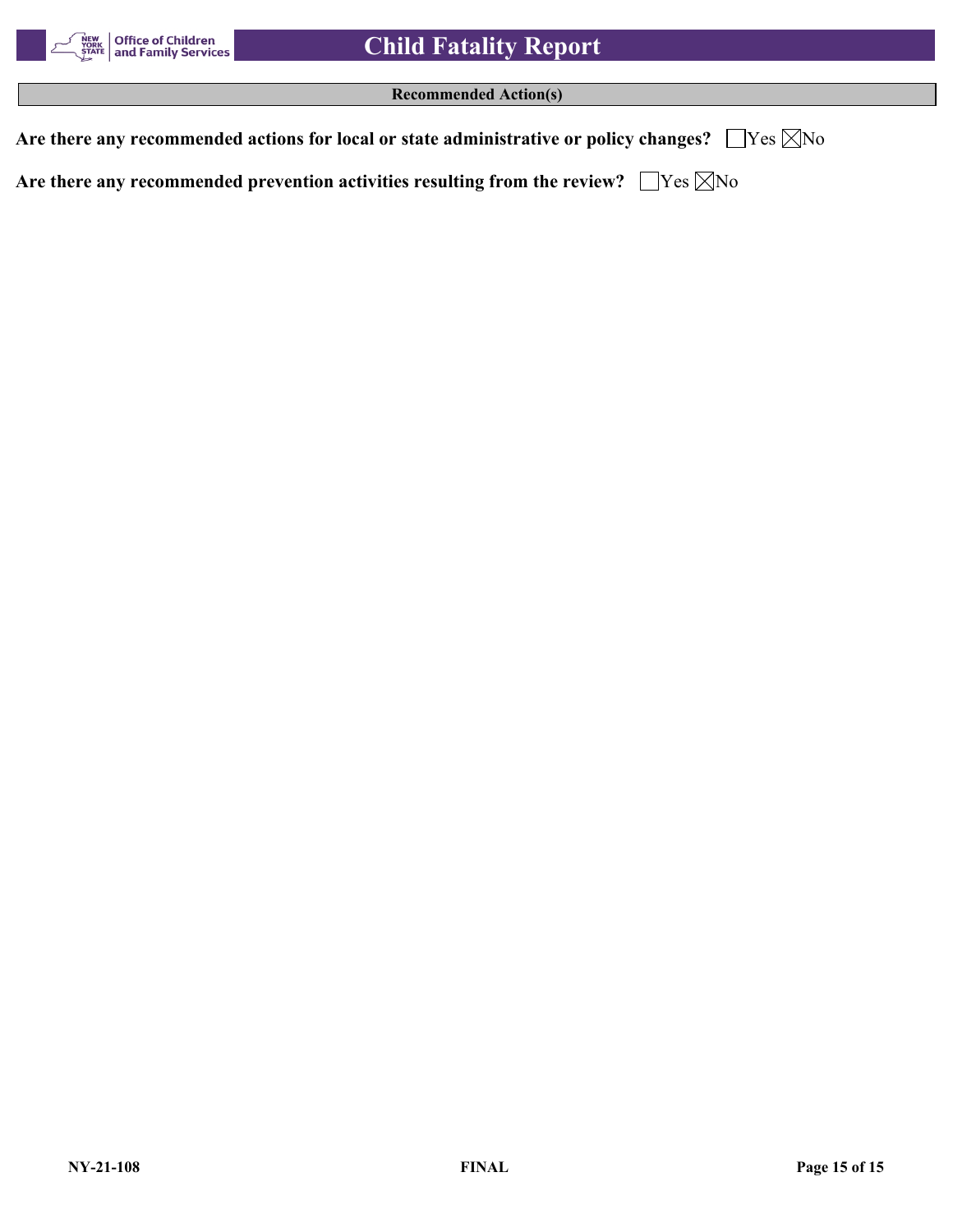## Recommended Action(s)

**Are there any recommended actions for local or state administrative or policy changes?** ☐Yes ☒No

**Are there any recommended prevention activities resulting from the review?** ☐Yes ☒No